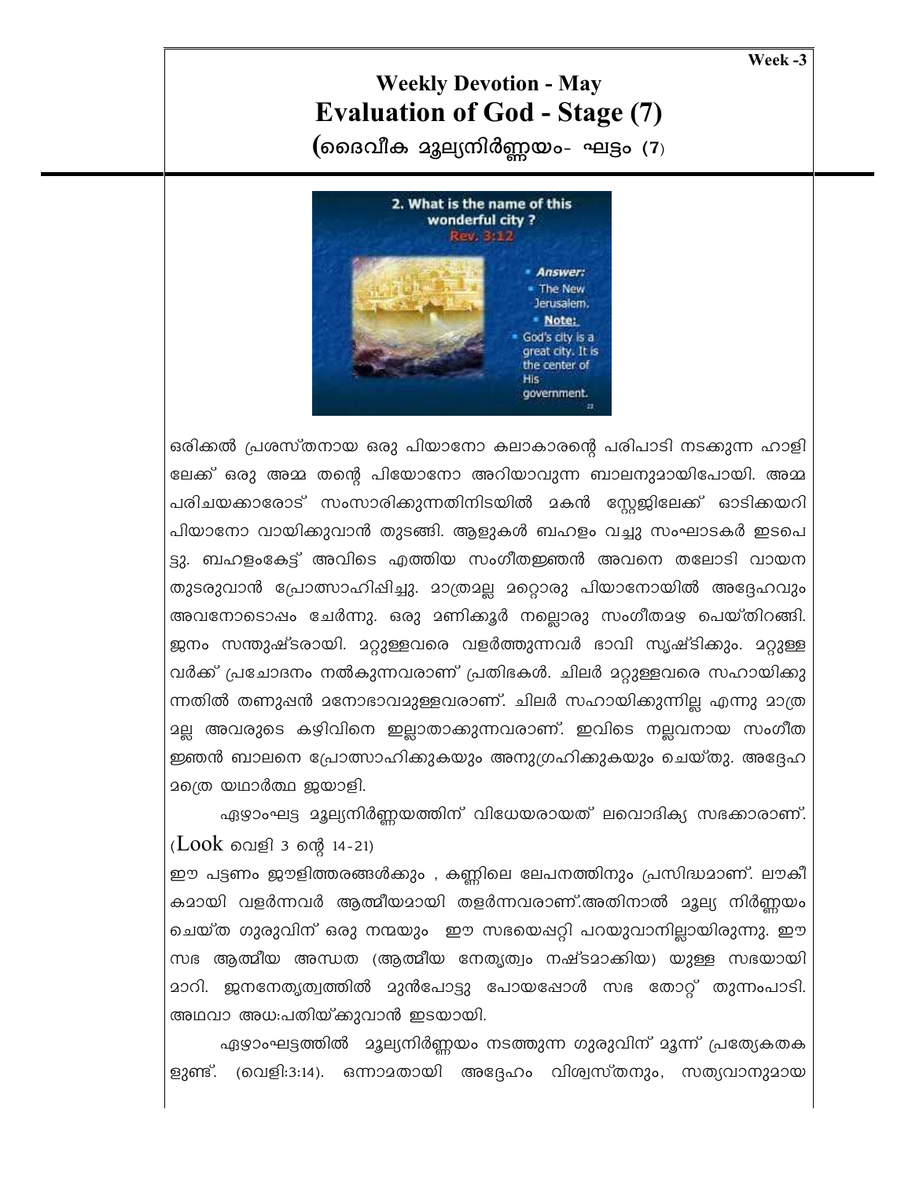Week -3

# Weekly Devotion - May

## Evaluation of God - Stage (7)

### (ദൈവീക മൂല്യനിർണ്ണയം- ഘട്ടം (7)

ഒരിക്കൽ പ്രശസ്തനായ ഒരു പിയാനോ കലാകാരന്റെ പരിപാടി നടക്കുന്ന ഹാളിലേക്ക് ഒരു അമ്മ തന്റെ പിയോനോ അറിയാവുന്ന ബാലനുമായിപോയി. അമ്മ പരിചയക്കാരോട് സംസാരിക്കുന്നതിനിടയിൽ മകൻ സ്റ്റേജിലേക്ക് ഓടിക്കയറി പിയാനോ വായിക്കുവാൻ തുടങ്ങി. ആളുകൾ ബഹളം വച്ചു സംഘാടകർ ഇടപെട്ടു. ബഹളംകേട്ട് അവിടെ എത്തിയ സംഗീതജ്ഞൻ അവനെ തലോടി വായന തുടരുവാൻ പ്രോത്സാഹിപ്പിച്ചു. മാത്രമല്ല മറ്റൊരു പിയാനോയിൽ അദ്ദേഹവും അവനോടൊപ്പം ചേർന്നു. ഒരു മണിക്കൂർ നല്ലൊരു സംഗീതമഴ പെയ്തിറങ്ങി. ജനം സന്തുഷ്ടരായി. മറ്റുള്ളവരെ വളർത്തുന്നവർ ഭാവി സൃഷ്ടിക്കും. മറ്റുള്ളവർക്ക് പ്രചോദനം നൽകുന്നവരാണ് പ്രതിഭകൾ. ചിലർ മറ്റുള്ളവരെ സഹായിക്കുന്നതിൽ തണുപ്പൻ മനോഭാവമുള്ളവരാണ്. ചിലർ സഹായിക്കുന്നില്ല എന്നു മാത്രമല്ല അവരുടെ കഴിവിനെ ഇല്ലാതാക്കുന്നവരാണ്. ഇവിടെ നല്ലവനായ സംഗീതജ്ഞൻ ബാലനെ പ്രോത്സാഹിക്കുകയും അനുഗ്രഹിക്കുകയും ചെയ്തു. അദ്ദേഹമത്രെ യഥാർത്ഥ ജയാളി.

ഏഴാംഘട്ട മൂല്യനിർണ്ണയത്തിന് വിധേയരായത് ലവൊദിക്യ സഭക്കാരാണ്. (Look വെളി 3 ന്റെ 14-21)

ഈ പട്ടണം ജൗളിത്തരങ്ങൾക്കും , കണ്ണിലെ ലേപനത്തിനും പ്രസിദ്ധമാണ്. ലൗകീകമായി വളർന്നവർ ആത്മീയമായി തളർന്നവരാണ്.അതിനാൽ മൂല്യ നിർണ്ണയം ചെയ്ത ഗുരുവിന് ഒരു നന്മയും ഈ സഭയെപ്പറ്റി പറയുവാനില്ലായിരുന്നു. ഈ സഭ ആത്മീയ അന്ധത (ആത്മീയ നേതൃത്വം നഷ്ടമാക്കിയ) യുള്ള സഭയായി മാറി. ജനനേതൃത്വത്തിൽ മുൻപോട്ടു പോയപ്പോൾ സഭ തോറ്റ് തുന്നംപാടി. അഥവാ അധഃപതിയ്ക്കുവാൻ ഇടയായി.

ഏഴാംഘട്ടത്തിൽ മൂല്യനിർണ്ണയം നടത്തുന്ന ഗുരുവിന് മൂന്ന് പ്രത്യേകതകളുണ്ട്. (വെളി:3:14). ഒന്നാമതായി അദ്ദേഹം വിശ്വസ്തനും, സത്യവാനുമായ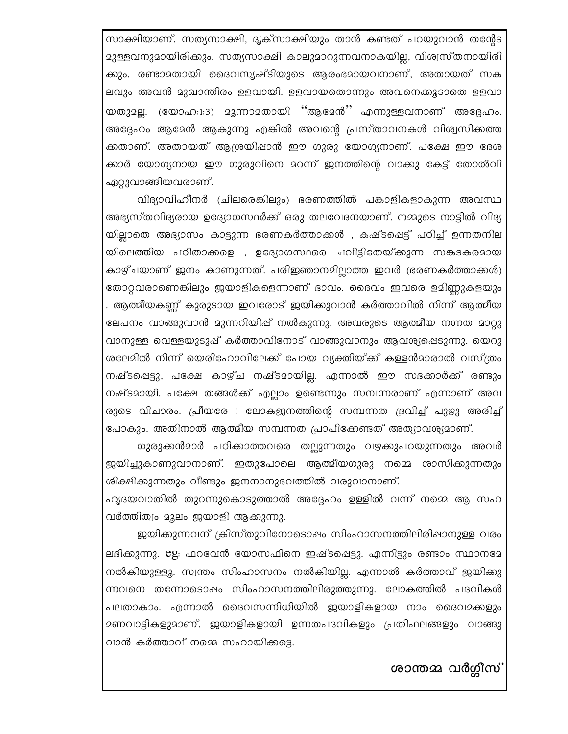സാക്ഷിയാണ്. സത്യസാക്ഷി, ദൃക്സാക്ഷിയും താൻ കണ്ടത് പറയുവാൻ തന്റേടമുള്ളവനുമായിരിക്കും. സത്യസാക്ഷി കാലുമാറുന്നവനാകയില്ല, വിശ്വസ്തനായിരിക്കും. രണ്ടാമതായി ദൈവസൃഷ്ടിയുടെ ആരംഭമായവനാണ്, അതായത് സകലവും അവൻ മുഖാന്തിരം ഉളവായി. ഉളവായതൊന്നും അവനെക്കൂടാതെ ഉളവായതുമല്ല. (യോഹ:1:3) മൂന്നാമതായി "ആമേൻ" എന്നുള്ളവനാണ് അദ്ദേഹം. അദ്ദേഹം ആമേൻ ആകുന്നു എങ്കിൽ അവന്റെ പ്രസ്താവനകൾ വിശ്വസിക്കത്തക്കതാണ്. അതായത് ആശ്രയിപ്പാൻ ഈ ഗുരു യോഗ്യനാണ്. പക്ഷേ ഈ ദേശക്കാർ യോഗ്യനായ ഈ ഗുരുവിനെ മറന്ന് ജനത്തിന്റെ വാക്കു കേട്ട് തോൽവി ഏറ്റുവാങ്ങിയവരാണ്.

വിദ്യാവിഹീനർ (ചിലരെങ്കിലും) ഭരണത്തിൽ പങ്കാളികളാകുന്ന അവസ്ഥ അഭ്യസ്തവിദ്യരായ ഉദ്യോഗസ്ഥർക്ക് ഒരു തലവേദനയാണ്. നമ്മുടെ നാട്ടിൽ വിദ്യയില്ലാതെ അഭ്യാസം കാട്ടുന്ന ഭരണകർത്താക്കൾ , കഷ്ടപ്പെട്ട് പഠിച്ച് ഉന്നതനിലയിലെത്തിയ പഠിതാക്കളെ , ഉദ്യോഗസ്ഥരെ ചവിട്ടിതേയ്ക്കുന്ന സങ്കടകരമായ കാഴ്ചയാണ് ജനം കാണുന്നത്. പരിജ്ഞാനമില്ലാത്ത ഇവർ (ഭരണകർത്താക്കൾ) തോറ്റവരാണെങ്കിലും ജയാളികളെന്നാണ് ഭാവം. ദൈവം ഇവരെ ഉമിണ്ണുകളയും . ആത്മീയകണ്ണ് കുരുടായ ഇവരോട് ജയിക്കുവാൻ കർത്താവിൽ നിന്ന് ആത്മീയ ലേപനം വാങ്ങുവാൻ മുന്നറിയിപ്പ് നൽകുന്നു. അവരുടെ ആത്മീയ നഗ്നത മാറ്റുവാനുള്ള വെള്ളയുടുപ്പ് കർത്താവിനോട് വാങ്ങുവാനും ആവശ്യപ്പെടുന്നു. യെരുശലേമിൽ നിന്ന് യെരിഹോവിലേക്ക് പോയ വ്യക്തിയ്ക്ക് കള്ളൻമാരാൽ വസ്ത്രം നഷ്ടപ്പെട്ടു, പക്ഷേ കാഴ്ച നഷ്ടമായില്ല. എന്നാൽ ഈ സഭക്കാർക്ക് രണ്ടും നഷ്ടമായി. പക്ഷേ തങ്ങൾക്ക് എല്ലാം ഉണ്ടെന്നും സമ്പന്നരാണ് എന്നാണ് അവരുടെ വിചാരം. പ്രീയരേ ! ലോകജനത്തിന്റെ സമ്പന്നത ദ്രവിച്ച് പുഴു അരിച്ച് പോകും. അതിനാൽ ആത്മീയ സമ്പന്നത പ്രാപിക്കേണ്ടത് അത്യാവശ്യമാണ്.

ഗുരുക്കൻമാർ പഠിക്കാത്തവരെ തല്ലുന്നതും വഴക്കുപറയുന്നതും അവർ ജയിച്ചുകാണുവാനാണ്. ഇതുപോലെ ആത്മീയഗുരു നമ്മെ ശാസിക്കുന്നതും ശിക്ഷിക്കുന്നതും വീണ്ടും ജനനാനുഭവത്തിൽ വരുവാനാണ്.

ഹൃദയവാതിൽ തുറന്നുകൊടുത്താൽ അദ്ദേഹം ഉള്ളിൽ വന്ന് നമ്മെ ആ സഹവർത്തിത്വം മൂലം ജയാളി ആക്കുന്നു.

ജയിക്കുന്നവന് ക്രിസ്തുവിനോടൊപ്പം സിംഹാസനത്തിലിരിപ്പാനുള്ള വരം ലഭിക്കുന്നു. eg: ഫറവേൻ യോസഫിനെ ഇഷ്ടപ്പെട്ടു. എന്നിട്ടും രണ്ടാം സ്ഥാനമേ നൽകിയുള്ളൂ. സ്വന്തം സിംഹാസനം നൽകിയില്ല. എന്നാൽ കർത്താവ് ജയിക്കുന്നവനെ തന്നോടൊപ്പം സിംഹാസനത്തിലിരുത്തുന്നു. ലോകത്തിൽ പദവികൾ പലതാകാം. എന്നാൽ ദൈവസന്നിധിയിൽ ജയാളികളായ നാം ദൈവമക്കളും മണവാട്ടികളുമാണ്. ജയാളികളായി ഉന്നതപദവികളും പ്രതിഫലങ്ങളും വാങ്ങുവാൻ കർത്താവ് നമ്മെ സഹായിക്കട്ടെ.

**ശാന്തമ്മ വർഗ്ഗീസ്**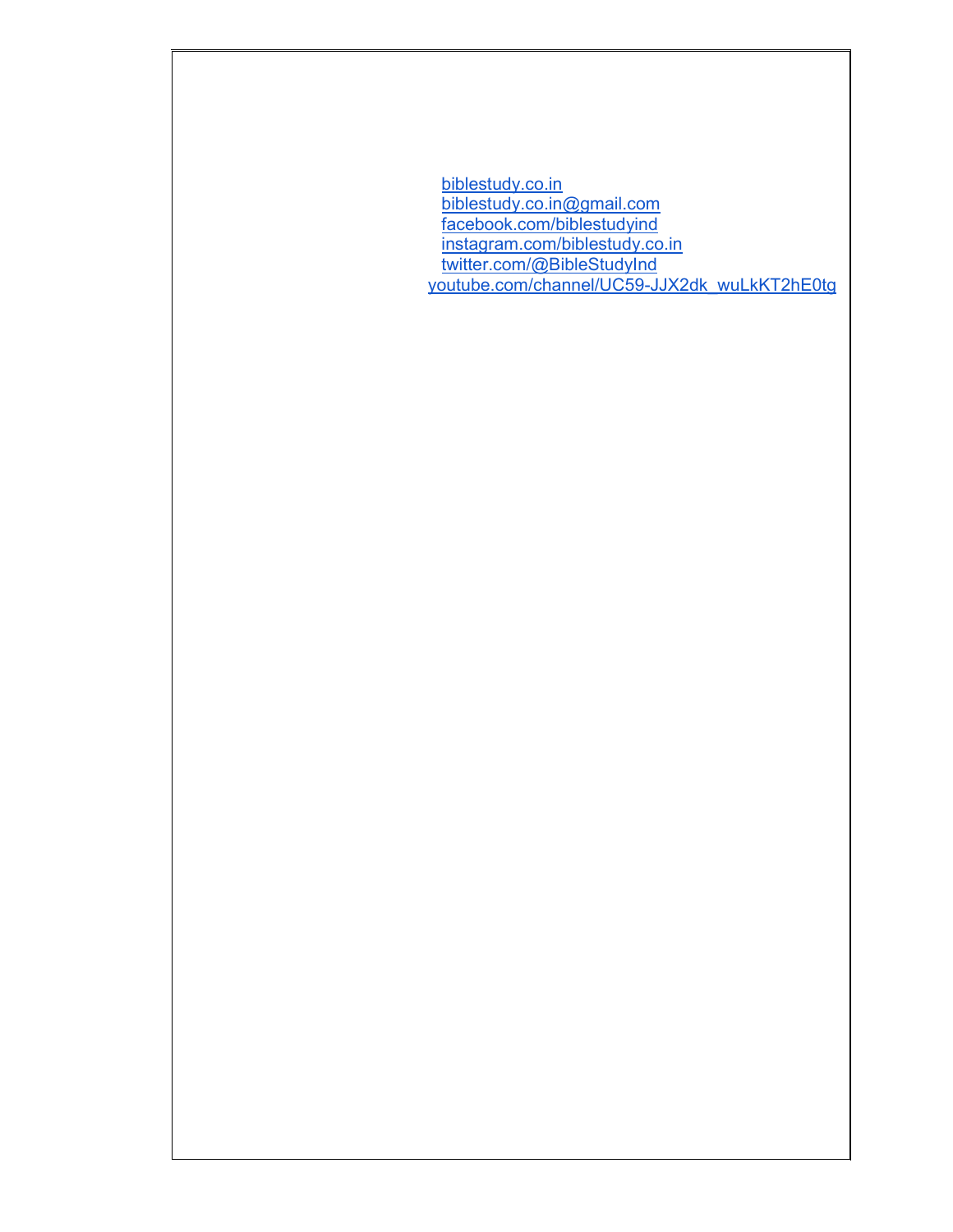biblestudy.co.in
biblestudy.co.in@gmail.com
facebook.com/biblestudyind
instagram.com/biblestudy.co.in
twitter.com/@BibleStudyInd
youtube.com/channel/UC59-JJX2dk_wuLkKT2hE0tg